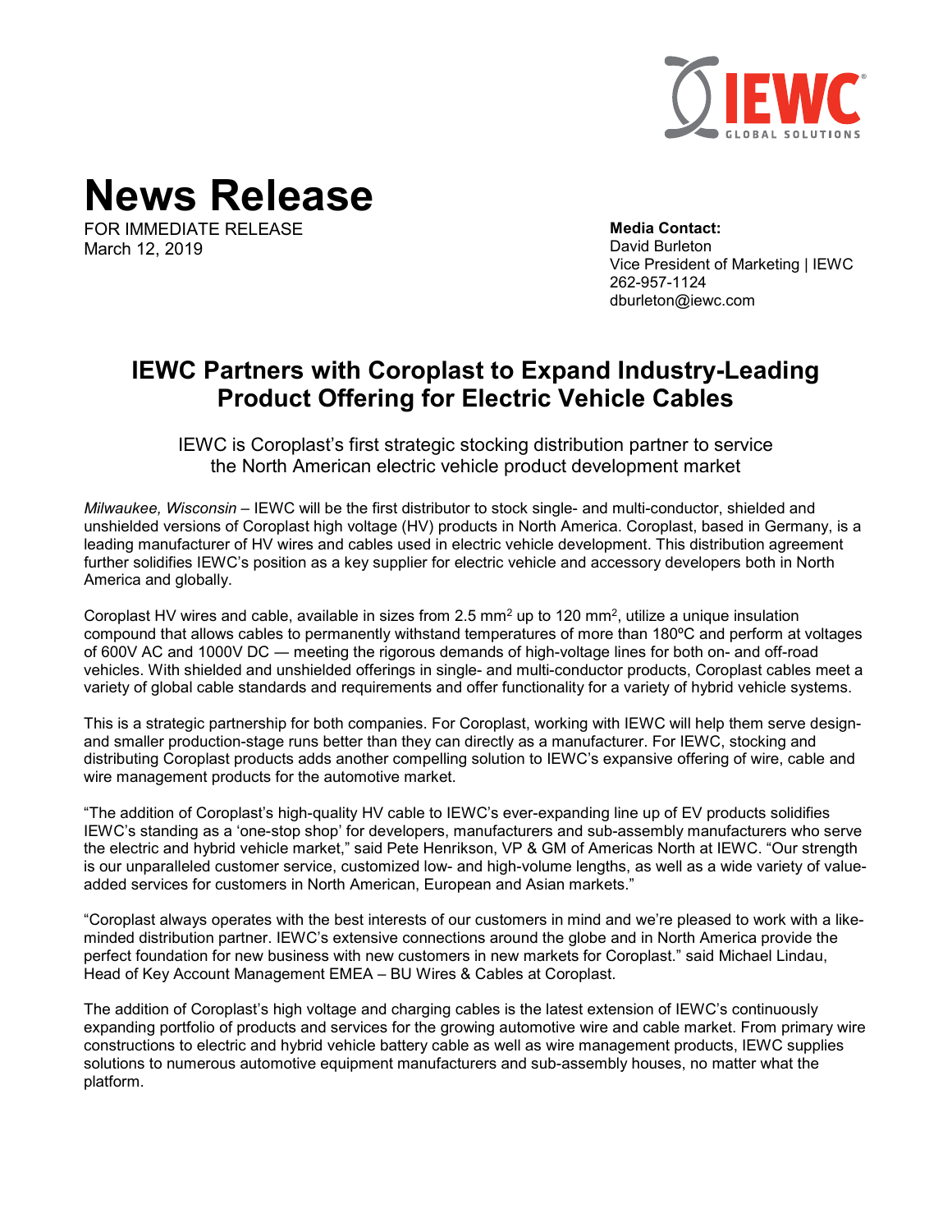# News Release

FOR IMMEDIATE RELEASE
March 12, 2019

**Media Contact:**
David Burleton
Vice President of Marketing | IEWC
262-957-1124
dburleton@iewc.com

## IEWC Partners with Coroplast to Expand Industry-Leading Product Offering for Electric Vehicle Cables

IEWC is Coroplast's first strategic stocking distribution partner to service the North American electric vehicle product development market

*Milwaukee, Wisconsin* – IEWC will be the first distributor to stock single- and multi-conductor, shielded and unshielded versions of Coroplast high voltage (HV) products in North America. Coroplast, based in Germany, is a leading manufacturer of HV wires and cables used in electric vehicle development. This distribution agreement further solidifies IEWC's position as a key supplier for electric vehicle and accessory developers both in North America and globally.

Coroplast HV wires and cable, available in sizes from 2.5 mm$^2$ up to 120 mm$^2$, utilize a unique insulation compound that allows cables to permanently withstand temperatures of more than 180ºC and perform at voltages of 600V AC and 1000V DC — meeting the rigorous demands of high-voltage lines for both on- and off-road vehicles. With shielded and unshielded offerings in single- and multi-conductor products, Coroplast cables meet a variety of global cable standards and requirements and offer functionality for a variety of hybrid vehicle systems.

This is a strategic partnership for both companies. For Coroplast, working with IEWC will help them serve design- and smaller production-stage runs better than they can directly as a manufacturer. For IEWC, stocking and distributing Coroplast products adds another compelling solution to IEWC's expansive offering of wire, cable and wire management products for the automotive market.

"The addition of Coroplast's high-quality HV cable to IEWC's ever-expanding line up of EV products solidifies IEWC's standing as a 'one-stop shop' for developers, manufacturers and sub-assembly manufacturers who serve the electric and hybrid vehicle market," said Pete Henrikson, VP & GM of Americas North at IEWC. "Our strength is our unparalleled customer service, customized low- and high-volume lengths, as well as a wide variety of value-added services for customers in North American, European and Asian markets."

"Coroplast always operates with the best interests of our customers in mind and we're pleased to work with a like-minded distribution partner. IEWC's extensive connections around the globe and in North America provide the perfect foundation for new business with new customers in new markets for Coroplast." said Michael Lindau, Head of Key Account Management EMEA – BU Wires & Cables at Coroplast.

The addition of Coroplast's high voltage and charging cables is the latest extension of IEWC's continuously expanding portfolio of products and services for the growing automotive wire and cable market. From primary wire constructions to electric and hybrid vehicle battery cable as well as wire management products, IEWC supplies solutions to numerous automotive equipment manufacturers and sub-assembly houses, no matter what the platform.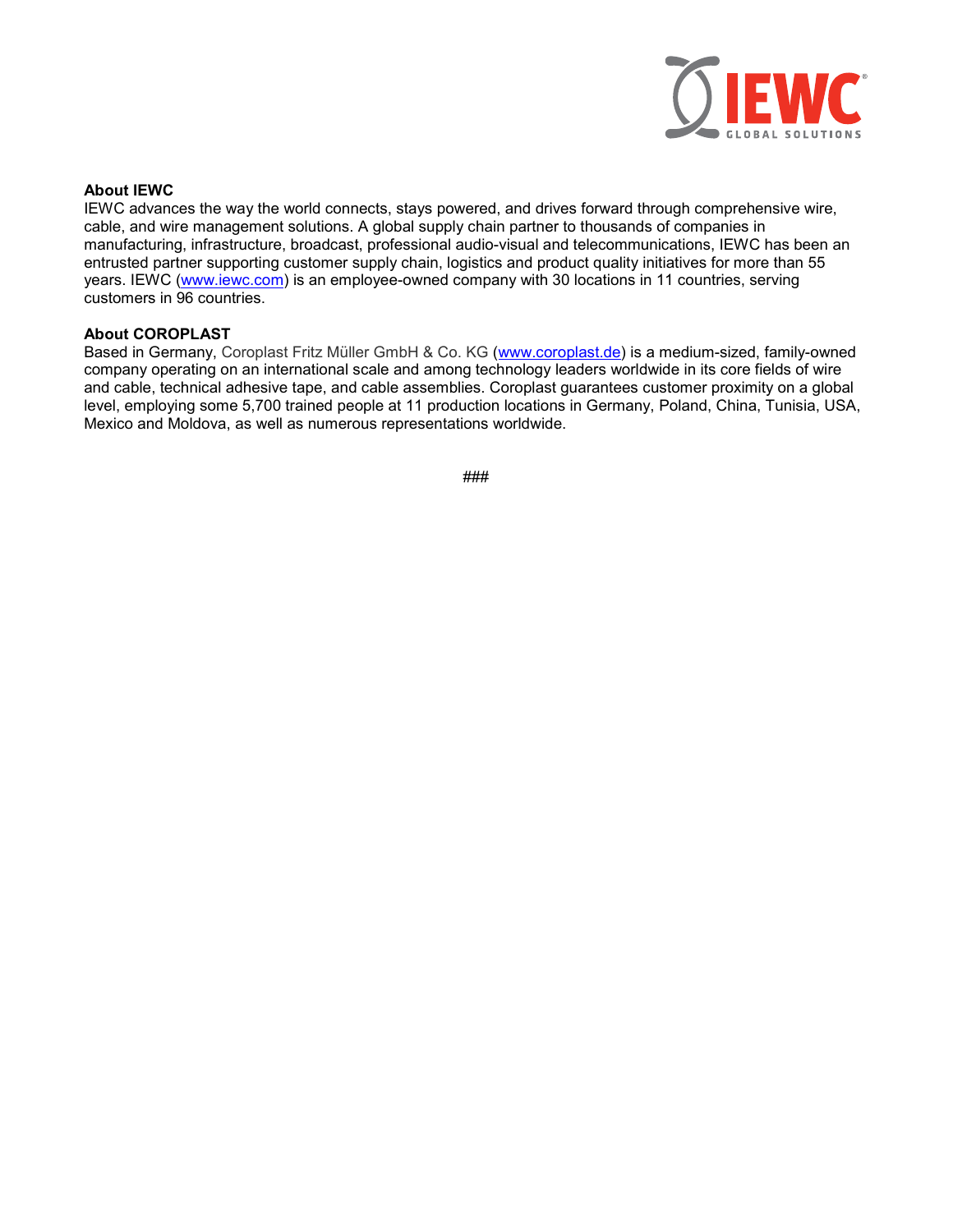**About IEWC**

IEWC advances the way the world connects, stays powered, and drives forward through comprehensive wire, cable, and wire management solutions. A global supply chain partner to thousands of companies in manufacturing, infrastructure, broadcast, professional audio-visual and telecommunications, IEWC has been an entrusted partner supporting customer supply chain, logistics and product quality initiatives for more than 55 years. IEWC (www.iewc.com) is an employee-owned company with 30 locations in 11 countries, serving customers in 96 countries.

**About COROPLAST**

Based in Germany, Coroplast Fritz Müller GmbH & Co. KG (www.coroplast.de) is a medium-sized, family-owned company operating on an international scale and among technology leaders worldwide in its core fields of wire and cable, technical adhesive tape, and cable assemblies. Coroplast guarantees customer proximity on a global level, employing some 5,700 trained people at 11 production locations in Germany, Poland, China, Tunisia, USA, Mexico and Moldova, as well as numerous representations worldwide.

###